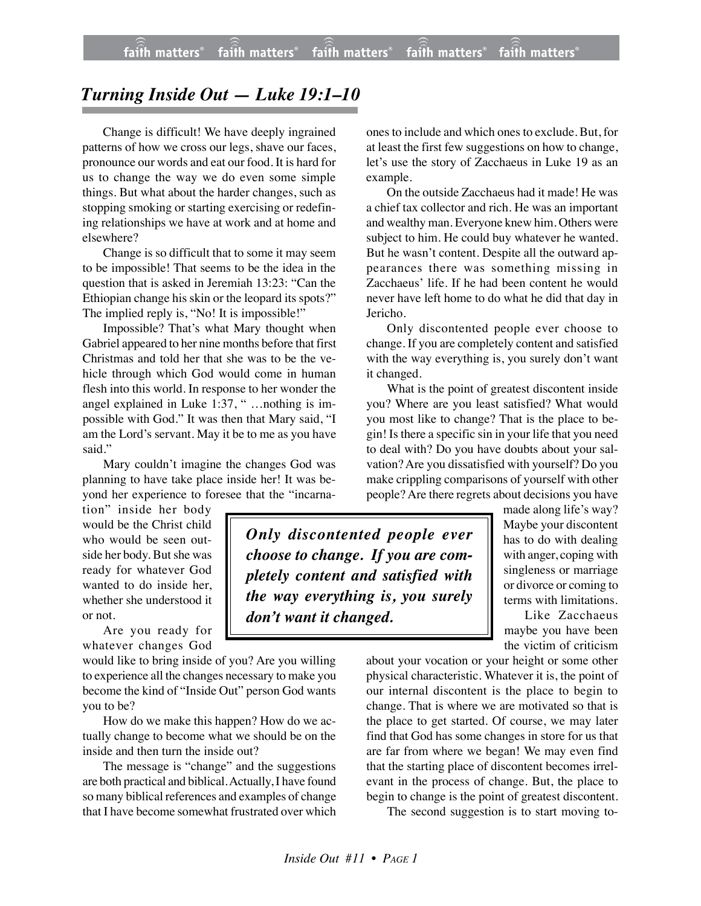# *Turning Inside Out — Luke 19:1–10*

Change is difficult! We have deeply ingrained patterns of how we cross our legs, shave our faces, pronounce our words and eat our food. It is hard for us to change the way we do even some simple things. But what about the harder changes, such as stopping smoking or starting exercising or redefining relationships we have at work and at home and elsewhere?

Change is so difficult that to some it may seem to be impossible! That seems to be the idea in the question that is asked in Jeremiah 13:23: "Can the Ethiopian change his skin or the leopard its spots?" The implied reply is, "No! It is impossible!"

Impossible? That's what Mary thought when Gabriel appeared to her nine months before that first Christmas and told her that she was to be the vehicle through which God would come in human flesh into this world. In response to her wonder the angel explained in Luke 1:37, " …nothing is impossible with God." It was then that Mary said, "I am the Lord's servant. May it be to me as you have said."

Mary couldn't imagine the changes God was planning to have take place inside her! It was beyond her experience to foresee that the "incarnation" inside her body would be the Christ child who would be seen outside her body. But she was ready for whatever God wanted to do inside her, whether she understood it or not.

Are you ready for whatever changes God would like to bring inside of you? Are you willing to experience all the changes necessary to make you become the kind of "Inside Out" person God wants you to be?

How do we make this happen? How do we actually change to become what we should be on the inside and then turn the inside out?

The message is "change" and the suggestions are both practical and biblical. Actually, I have found so many biblical references and examples of change that I have become somewhat frustrated over which ones to include and which ones to exclude. But, for at least the first few suggestions on how to change, let's use the story of Zacchaeus in Luke 19 as an example.

On the outside Zacchaeus had it made! He was a chief tax collector and rich. He was an important and wealthy man. Everyone knew him. Others were subject to him. He could buy whatever he wanted. But he wasn't content. Despite all the outward appearances there was something missing in Zacchaeus' life. If he had been content he would never have left home to do what he did that day in Jericho.

Only discontented people ever choose to change. If you are completely content and satisfied with the way everything is, you surely don't want it changed.

> ***Only discontented people ever choose to change. If you are completely content and satisfied with the way everything is, you surely don't want it changed.***

What is the point of greatest discontent inside you? Where are you least satisfied? What would you most like to change? That is the place to begin! Is there a specific sin in your life that you need to deal with? Do you have doubts about your salvation? Are you dissatisfied with yourself? Do you make crippling comparisons of yourself with other people? Are there regrets about decisions you have made along life's way? Maybe your discontent has to do with dealing with anger, coping with singleness or marriage or divorce or coming to terms with limitations.

Like Zacchaeus maybe you have been the victim of criticism about your vocation or your height or some other physical characteristic. Whatever it is, the point of our internal discontent is the place to begin to change. That is where we are motivated so that is the place to get started. Of course, we may later find that God has some changes in store for us that are far from where we began! We may even find that the starting place of discontent becomes irrelevant in the process of change. But, the place to begin to change is the point of greatest discontent.

The second suggestion is to start moving to-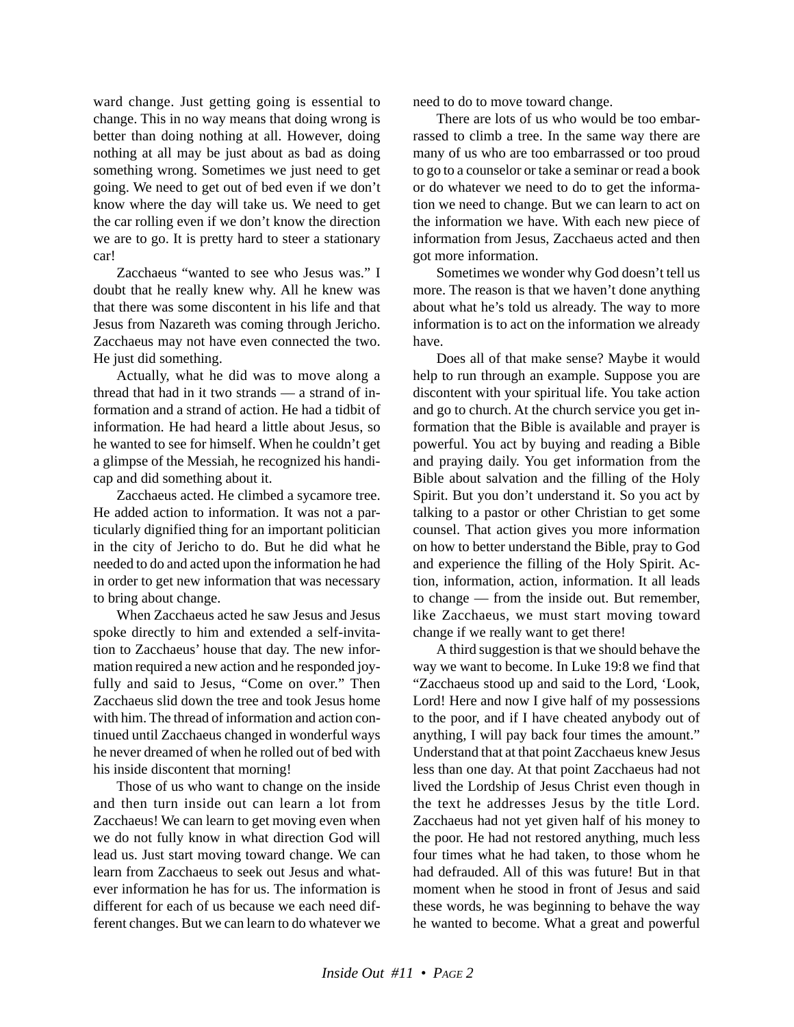ward change. Just getting going is essential to change. This in no way means that doing wrong is better than doing nothing at all. However, doing nothing at all may be just about as bad as doing something wrong. Sometimes we just need to get going. We need to get out of bed even if we don't know where the day will take us. We need to get the car rolling even if we don't know the direction we are to go. It is pretty hard to steer a stationary car!

Zacchaeus "wanted to see who Jesus was." I doubt that he really knew why. All he knew was that there was some discontent in his life and that Jesus from Nazareth was coming through Jericho. Zacchaeus may not have even connected the two. He just did something.

Actually, what he did was to move along a thread that had in it two strands — a strand of information and a strand of action. He had a tidbit of information. He had heard a little about Jesus, so he wanted to see for himself. When he couldn't get a glimpse of the Messiah, he recognized his handicap and did something about it.

Zacchaeus acted. He climbed a sycamore tree. He added action to information. It was not a particularly dignified thing for an important politician in the city of Jericho to do. But he did what he needed to do and acted upon the information he had in order to get new information that was necessary to bring about change.

When Zacchaeus acted he saw Jesus and Jesus spoke directly to him and extended a self-invitation to Zacchaeus' house that day. The new information required a new action and he responded joyfully and said to Jesus, "Come on over." Then Zacchaeus slid down the tree and took Jesus home with him. The thread of information and action continued until Zacchaeus changed in wonderful ways he never dreamed of when he rolled out of bed with his inside discontent that morning!

Those of us who want to change on the inside and then turn inside out can learn a lot from Zacchaeus! We can learn to get moving even when we do not fully know in what direction God will lead us. Just start moving toward change. We can learn from Zacchaeus to seek out Jesus and whatever information he has for us. The information is different for each of us because we each need different changes. But we can learn to do whatever we need to do to move toward change.

There are lots of us who would be too embarrassed to climb a tree. In the same way there are many of us who are too embarrassed or too proud to go to a counselor or take a seminar or read a book or do whatever we need to do to get the information we need to change. But we can learn to act on the information we have. With each new piece of information from Jesus, Zacchaeus acted and then got more information.

Sometimes we wonder why God doesn't tell us more. The reason is that we haven't done anything about what he's told us already. The way to more information is to act on the information we already have.

Does all of that make sense? Maybe it would help to run through an example. Suppose you are discontent with your spiritual life. You take action and go to church. At the church service you get information that the Bible is available and prayer is powerful. You act by buying and reading a Bible and praying daily. You get information from the Bible about salvation and the filling of the Holy Spirit. But you don't understand it. So you act by talking to a pastor or other Christian to get some counsel. That action gives you more information on how to better understand the Bible, pray to God and experience the filling of the Holy Spirit. Action, information, action, information. It all leads to change — from the inside out. But remember, like Zacchaeus, we must start moving toward change if we really want to get there!

A third suggestion is that we should behave the way we want to become. In Luke 19:8 we find that "Zacchaeus stood up and said to the Lord, 'Look, Lord! Here and now I give half of my possessions to the poor, and if I have cheated anybody out of anything, I will pay back four times the amount." Understand that at that point Zacchaeus knew Jesus less than one day. At that point Zacchaeus had not lived the Lordship of Jesus Christ even though in the text he addresses Jesus by the title Lord. Zacchaeus had not yet given half of his money to the poor. He had not restored anything, much less four times what he had taken, to those whom he had defrauded. All of this was future! But in that moment when he stood in front of Jesus and said these words, he was beginning to behave the way he wanted to become. What a great and powerful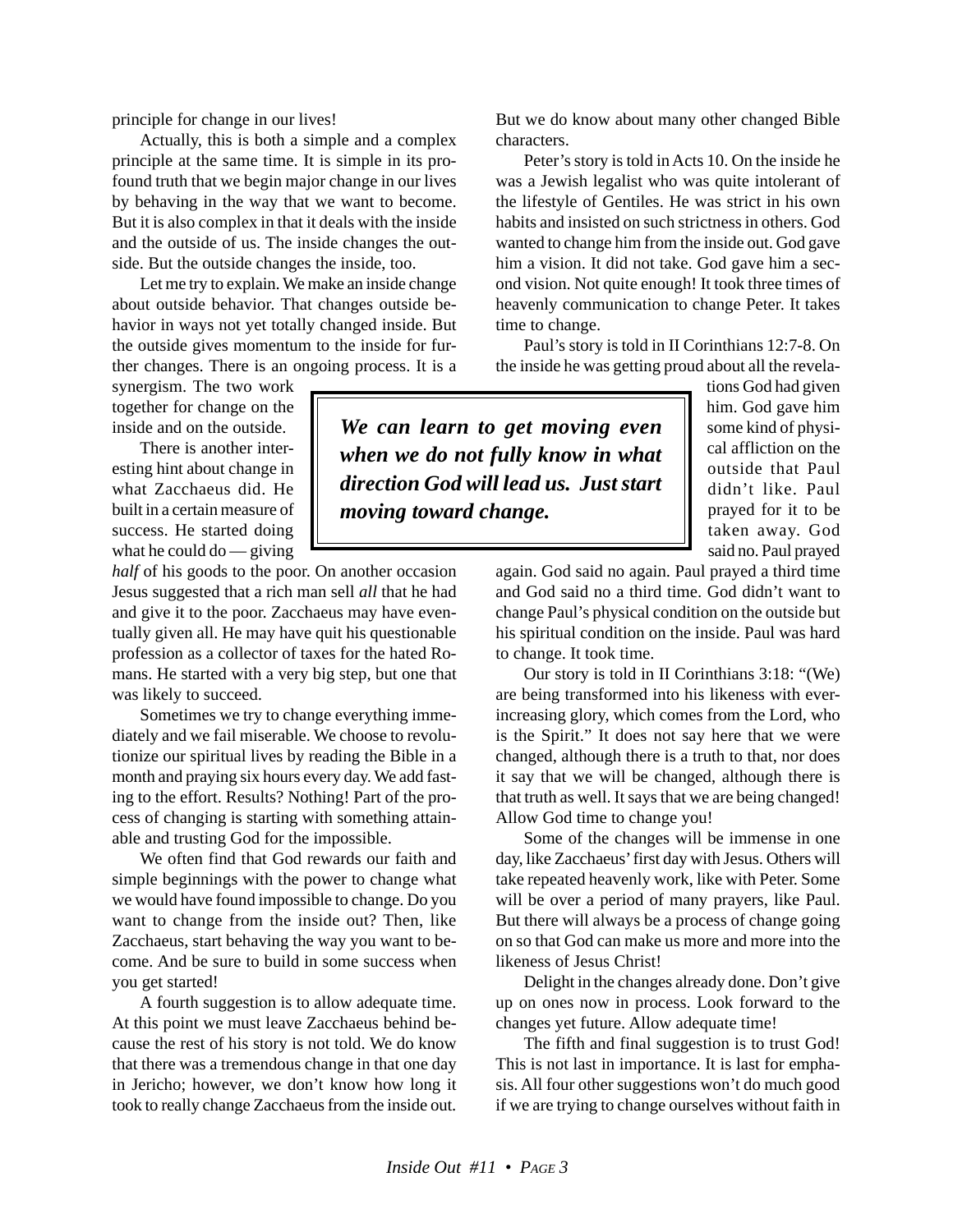principle for change in our lives!

Actually, this is both a simple and a complex principle at the same time. It is simple in its profound truth that we begin major change in our lives by behaving in the way that we want to become. But it is also complex in that it deals with the inside and the outside of us. The inside changes the outside. But the outside changes the inside, too.

Let me try to explain. We make an inside change about outside behavior. That changes outside behavior in ways not yet totally changed inside. But the outside gives momentum to the inside for further changes. There is an ongoing process. It is a synergism. The two work together for change on the inside and on the outside.

There is another interesting hint about change in what Zacchaeus did. He built in a certain measure of success. He started doing what he could do — giving *half* of his goods to the poor. On another occasion Jesus suggested that a rich man sell *all* that he had and give it to the poor. Zacchaeus may have eventually given all. He may have quit his questionable profession as a collector of taxes for the hated Romans. He started with a very big step, but one that was likely to succeed.

Sometimes we try to change everything immediately and we fail miserable. We choose to revolutionize our spiritual lives by reading the Bible in a month and praying six hours every day. We add fasting to the effort. Results? Nothing! Part of the process of changing is starting with something attainable and trusting God for the impossible.

We often find that God rewards our faith and simple beginnings with the power to change what we would have found impossible to change. Do you want to change from the inside out? Then, like Zacchaeus, start behaving the way you want to become. And be sure to build in some success when you get started!

A fourth suggestion is to allow adequate time. At this point we must leave Zacchaeus behind because the rest of his story is not told. We do know that there was a tremendous change in that one day in Jericho; however, we don't know how long it took to really change Zacchaeus from the inside out. But we do know about many other changed Bible characters.

Peter's story is told in Acts 10. On the inside he was a Jewish legalist who was quite intolerant of the lifestyle of Gentiles. He was strict in his own habits and insisted on such strictness in others. God wanted to change him from the inside out. God gave him a vision. It did not take. God gave him a second vision. Not quite enough! It took three times of heavenly communication to change Peter. It takes time to change.

Paul's story is told in II Corinthians 12:7-8. On the inside he was getting proud about all the revelations God had given him. God gave him some kind of physical affliction on the outside that Paul didn't like. Paul prayed for it to be taken away. God said no. Paul prayed again. God said no again. Paul prayed a third time and God said no a third time. God didn't want to change Paul's physical condition on the outside but his spiritual condition on the inside. Paul was hard to change. It took time.

> ***We can learn to get moving even when we do not fully know in what direction God will lead us. Just start moving toward change.***

Our story is told in II Corinthians 3:18: "(We) are being transformed into his likeness with ever-increasing glory, which comes from the Lord, who is the Spirit." It does not say here that we were changed, although there is a truth to that, nor does it say that we will be changed, although there is that truth as well. It says that we are being changed! Allow God time to change you!

Some of the changes will be immense in one day, like Zacchaeus' first day with Jesus. Others will take repeated heavenly work, like with Peter. Some will be over a period of many prayers, like Paul. But there will always be a process of change going on so that God can make us more and more into the likeness of Jesus Christ!

Delight in the changes already done. Don't give up on ones now in process. Look forward to the changes yet future. Allow adequate time!

The fifth and final suggestion is to trust God! This is not last in importance. It is last for emphasis. All four other suggestions won't do much good if we are trying to change ourselves without faith in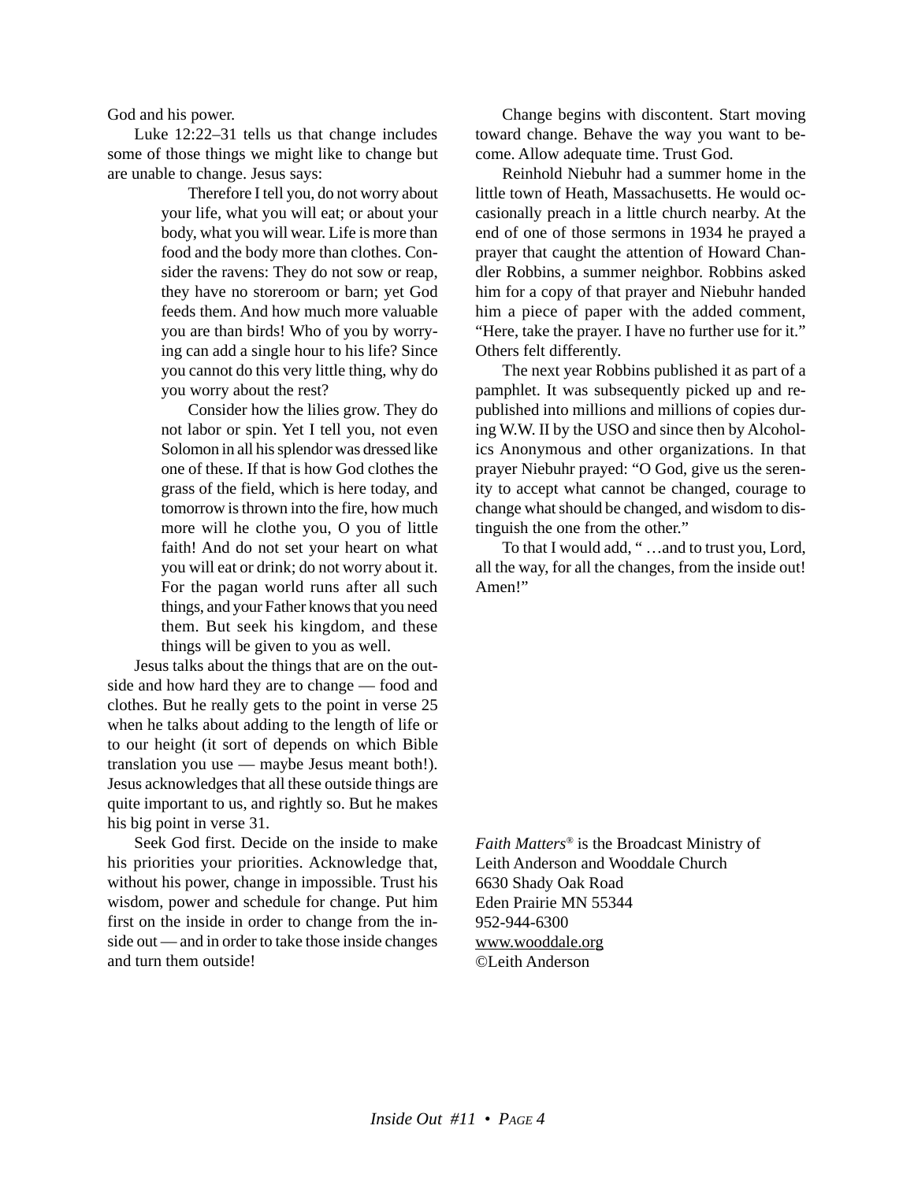God and his power.

Luke 12:22–31 tells us that change includes some of those things we might like to change but are unable to change. Jesus says:

> Therefore I tell you, do not worry about your life, what you will eat; or about your body, what you will wear. Life is more than food and the body more than clothes. Consider the ravens: They do not sow or reap, they have no storeroom or barn; yet God feeds them. And how much more valuable you are than birds! Who of you by worrying can add a single hour to his life? Since you cannot do this very little thing, why do you worry about the rest?
>
> Consider how the lilies grow. They do not labor or spin. Yet I tell you, not even Solomon in all his splendor was dressed like one of these. If that is how God clothes the grass of the field, which is here today, and tomorrow is thrown into the fire, how much more will he clothe you, O you of little faith! And do not set your heart on what you will eat or drink; do not worry about it. For the pagan world runs after all such things, and your Father knows that you need them. But seek his kingdom, and these things will be given to you as well.

Jesus talks about the things that are on the outside and how hard they are to change — food and clothes. But he really gets to the point in verse 25 when he talks about adding to the length of life or to our height (it sort of depends on which Bible translation you use — maybe Jesus meant both!). Jesus acknowledges that all these outside things are quite important to us, and rightly so. But he makes his big point in verse 31.

Seek God first. Decide on the inside to make his priorities your priorities. Acknowledge that, without his power, change in impossible. Trust his wisdom, power and schedule for change. Put him first on the inside in order to change from the inside out — and in order to take those inside changes and turn them outside!

Change begins with discontent. Start moving toward change. Behave the way you want to become. Allow adequate time. Trust God.

Reinhold Niebuhr had a summer home in the little town of Heath, Massachusetts. He would occasionally preach in a little church nearby. At the end of one of those sermons in 1934 he prayed a prayer that caught the attention of Howard Chandler Robbins, a summer neighbor. Robbins asked him for a copy of that prayer and Niebuhr handed him a piece of paper with the added comment, "Here, take the prayer. I have no further use for it." Others felt differently.

The next year Robbins published it as part of a pamphlet. It was subsequently picked up and republished into millions and millions of copies during W.W. II by the USO and since then by Alcoholics Anonymous and other organizations. In that prayer Niebuhr prayed: "O God, give us the serenity to accept what cannot be changed, courage to change what should be changed, and wisdom to distinguish the one from the other."

To that I would add, " …and to trust you, Lord, all the way, for all the changes, from the inside out! Amen!"

*Faith Matters®* is the Broadcast Ministry of
Leith Anderson and Wooddale Church
6630 Shady Oak Road
Eden Prairie MN 55344
952-944-6300
www.wooddale.org
©Leith Anderson